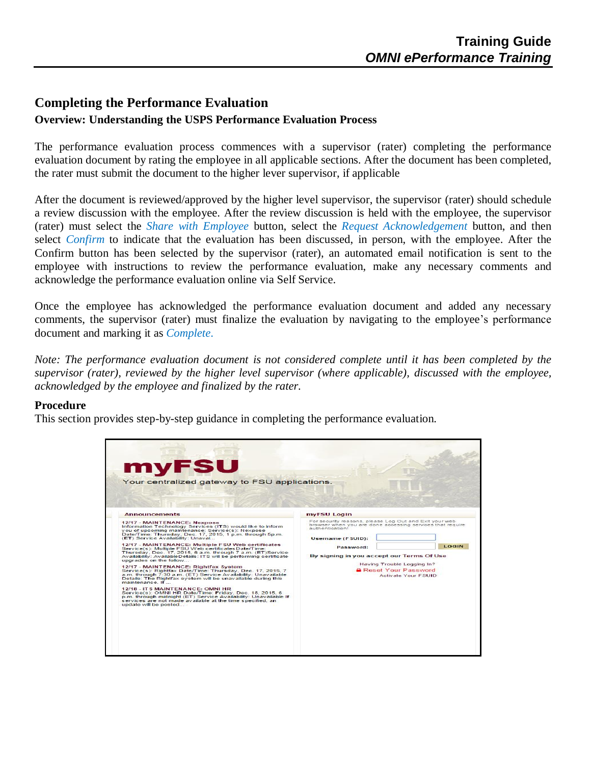## Completing the Performance Evaluation

### Overview: Understanding the USPS Performance Evaluation Process

The performance evaluation process commences with a supervisor (rater) completing the performance evaluation document by rating the employee in all applicable sections. After the document has been completed, the rater must submit the document to the higher lever supervisor, if applicable

After the document is reviewed/approved by the higher level supervisor, the supervisor (rater) should schedule a review discussion with the employee. After the review discussion is held with the employee, the supervisor (rater) must select the *Share with Employee* button, select the *Request Acknowledgement* button, and then select *Confirm* to indicate that the evaluation has been discussed, in person, with the employee. After the Confirm button has been selected by the supervisor (rater), an automated email notification is sent to the employee with instructions to review the performance evaluation, make any necessary comments and acknowledge the performance evaluation online via Self Service.

Once the employee has acknowledged the performance evaluation document and added any necessary comments, the supervisor (rater) must finalize the evaluation by navigating to the employee's performance document and marking it as *Complete.*

*Note: The performance evaluation document is not considered complete until it has been completed by the supervisor (rater), reviewed by the higher level supervisor (where applicable), discussed with the employee, acknowledged by the employee and finalized by the rater.*

### Procedure

This section provides step-by-step guidance in completing the performance evaluation.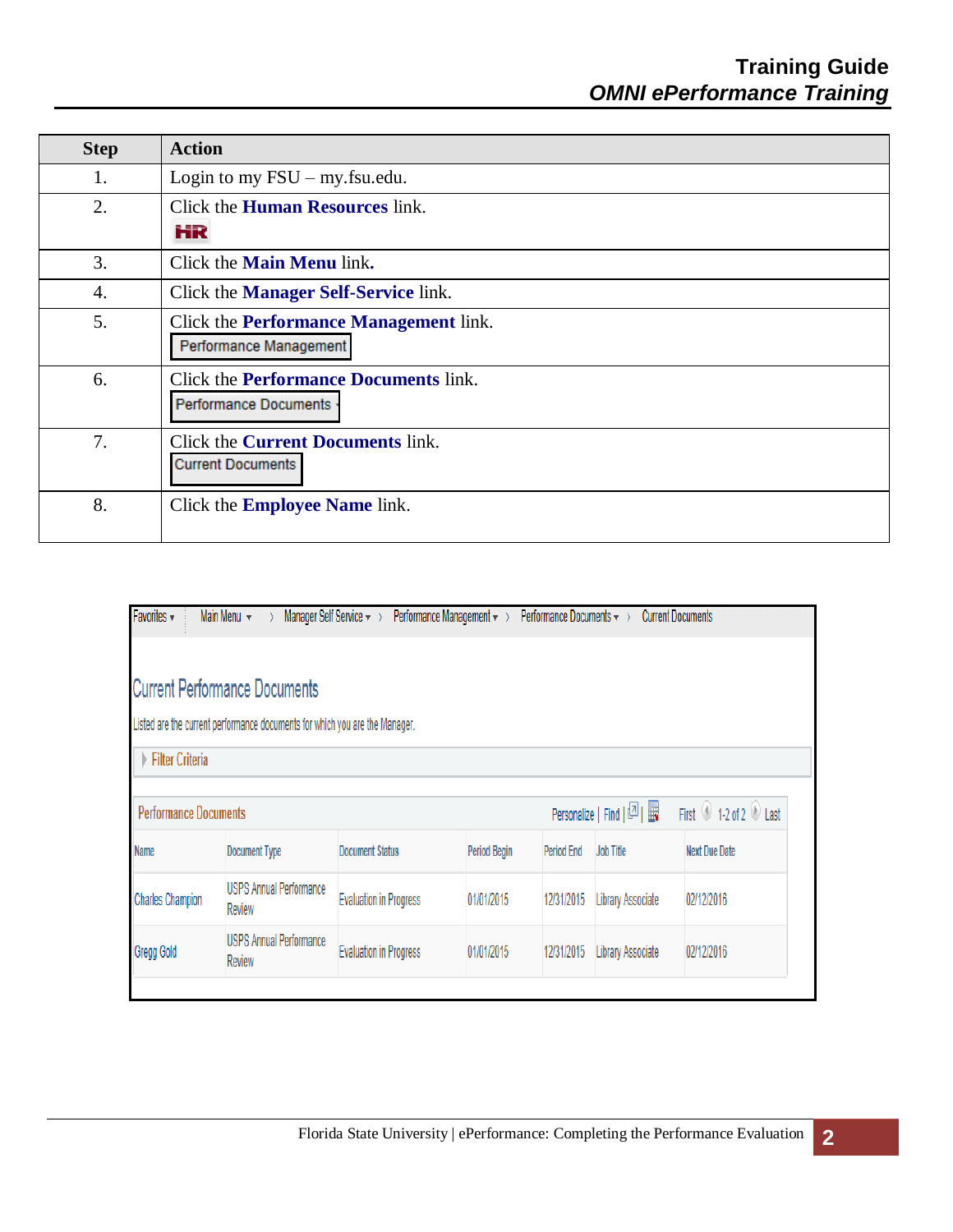| Step | Action |
|---|---|
| 1. | Login to my FSU – my.fsu.edu. |
| 2. | Click the **Human Resources** link. HR |
| 3. | Click the **Main Menu** link**.** |
| 4. | Click the **Manager Self-Service** link. |
| 5. | Click the **Performance Management** link. Performance Management |
| 6. | Click the **Performance Documents** link. Performance Documents |
| 7. | Click the **Current Documents** link. Current Documents |
| 8. | Click the **Employee Name** link. |

Favorites ▾ Main Menu ▾ › Manager Self Service ▾ › Performance Management ▾ › Performance Documents ▾ › Current Documents

## Current Performance Documents

Listed are the current performance documents for which you are the Manager.

Filter Criteria

Performance Documents — Personalize | Find | First 1-2 of 2 Last

| Name | Document Type | Document Status | Period Begin | Period End | Job Title | Next Due Date |
|---|---|---|---|---|---|---|
| Charles Champion | USPS Annual Performance Review | Evaluation in Progress | 01/01/2015 | 12/31/2015 | Library Associate | 02/12/2016 |
| Gregg Gold | USPS Annual Performance Review | Evaluation in Progress | 01/01/2015 | 12/31/2015 | Library Associate | 02/12/2016 |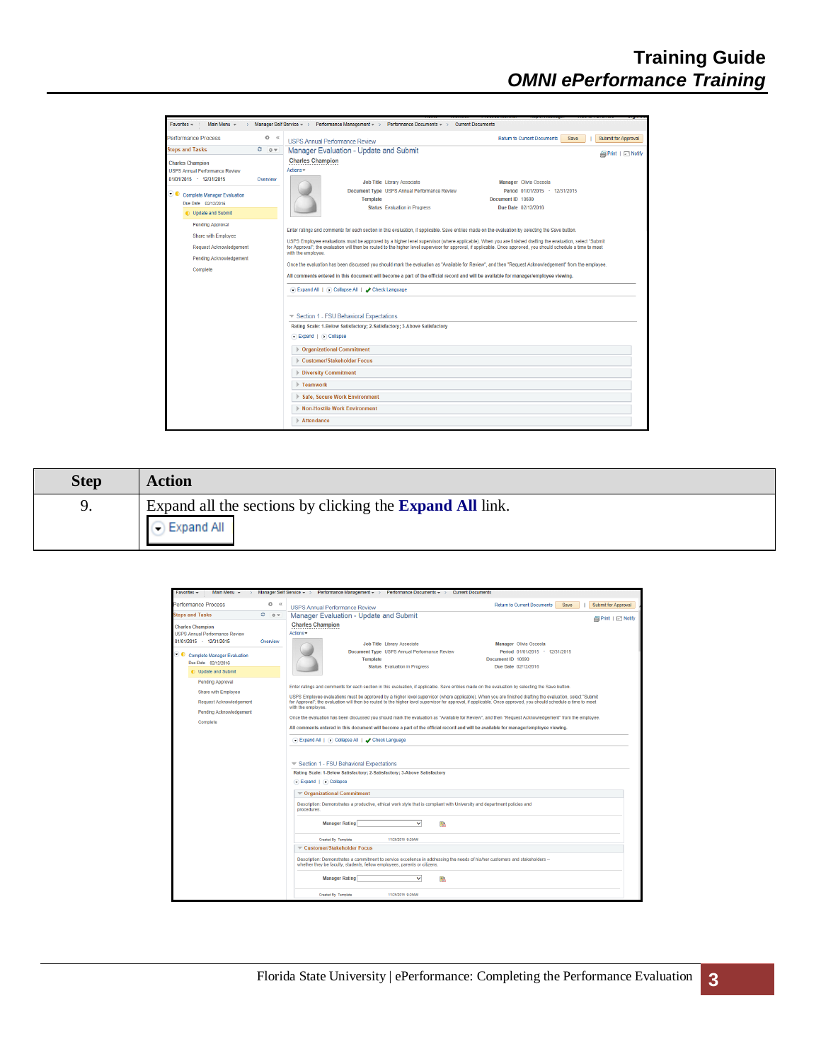| Step | Action |
| --- | --- |
| 9. | Expand all the sections by clicking the **Expand All** link. |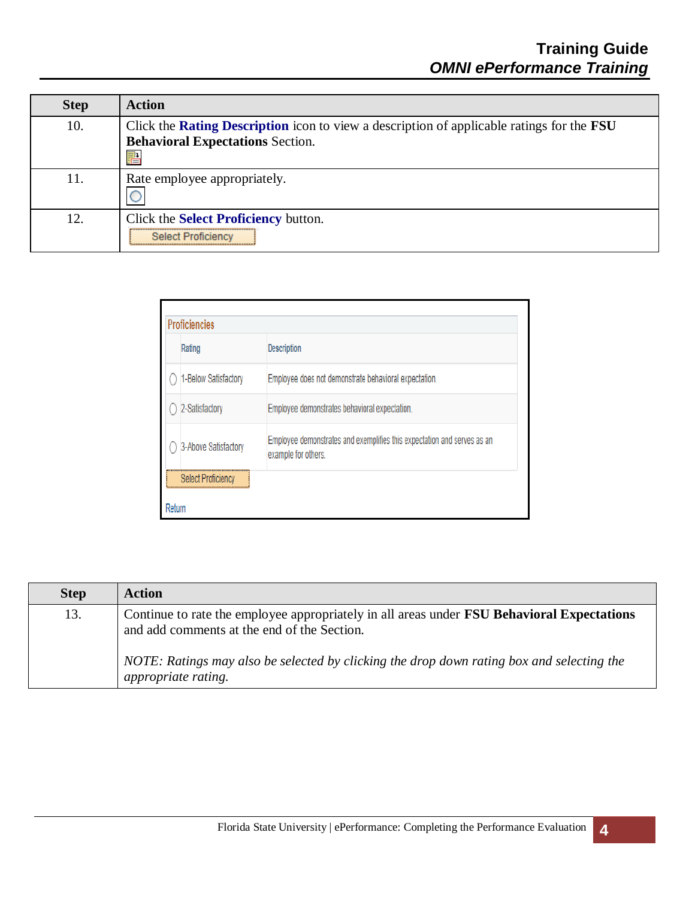| Step | Action |
|---|---|
| 10. | Click the **Rating Description** icon to view a description of applicable ratings for the **FSU Behavioral Expectations** Section. |
| 11. | Rate employee appropriately. |
| 12. | Click the **Select Proficiency** button. |

**Proficiencies**

| | Rating | Description |
|---|---|---|
| ◯ | 1-Below Satisfactory | Employee does not demonstrate behavioral expectation. |
| ◯ | 2-Satisfactory | Employee demonstrates behavioral expectation. |
| ◯ | 3-Above Satisfactory | Employee demonstrates and exemplifies this expectation and serves as an example for others. |

Select Proficiency

Return

| Step | Action |
|---|---|
| 13. | Continue to rate the employee appropriately in all areas under **FSU Behavioral Expectations** and add comments at the end of the Section.<br><br>*NOTE: Ratings may also be selected by clicking the drop down rating box and selecting the appropriate rating.* |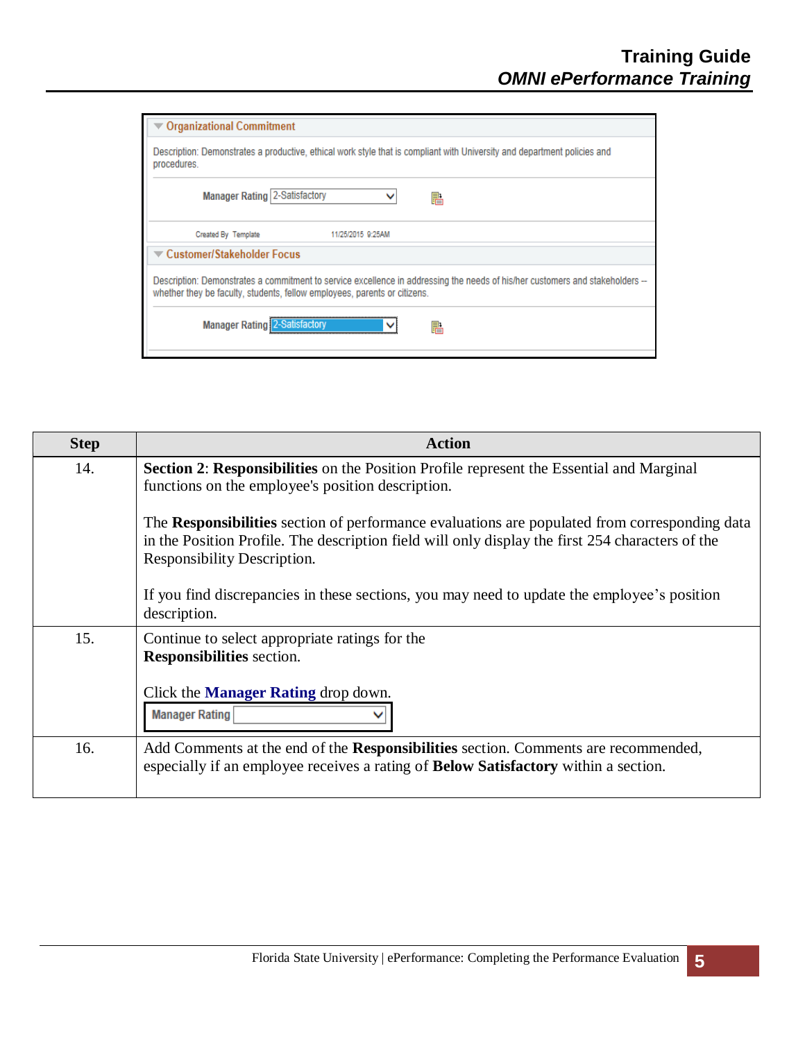| Step | Action |
| --- | --- |
| 14. | **Section 2**: **Responsibilities** on the Position Profile represent the Essential and Marginal functions on the employee's position description.<br><br>The **Responsibilities** section of performance evaluations are populated from corresponding data in the Position Profile. The description field will only display the first 254 characters of the Responsibility Description.<br><br>If you find discrepancies in these sections, you may need to update the employee's position description. |
| 15. | Continue to select appropriate ratings for the **Responsibilities** section.<br><br>Click the **Manager Rating** drop down. |
| 16. | Add Comments at the end of the **Responsibilities** section. Comments are recommended, especially if an employee receives a rating of **Below Satisfactory** within a section. |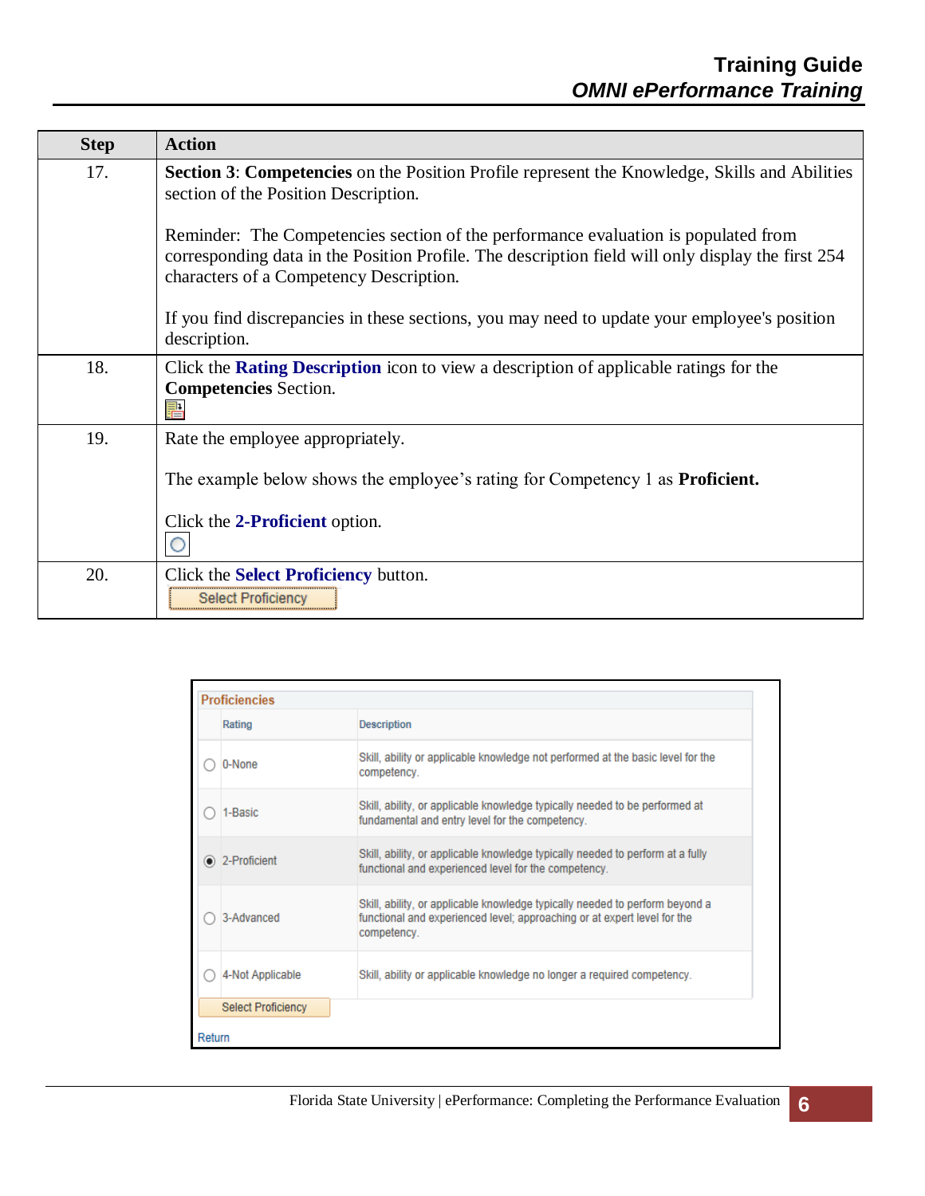| Step | Action |
| --- | --- |
| 17. | **Section 3**: **Competencies** on the Position Profile represent the Knowledge, Skills and Abilities section of the Position Description.<br><br>Reminder: The Competencies section of the performance evaluation is populated from corresponding data in the Position Profile. The description field will only display the first 254 characters of a Competency Description.<br><br>If you find discrepancies in these sections, you may need to update your employee's position description. |
| 18. | Click the **Rating Description** icon to view a description of applicable ratings for the **Competencies** Section. |
| 19. | Rate the employee appropriately.<br><br>The example below shows the employee's rating for Competency 1 as **Proficient.**<br><br>Click the **2-Proficient** option. |
| 20. | Click the **Select Proficiency** button.<br>Select Proficiency |

**Proficiencies**

| | Rating | Description |
| --- | --- | --- |
| ○ | 0-None | Skill, ability or applicable knowledge not performed at the basic level for the competency. |
| ○ | 1-Basic | Skill, ability, or applicable knowledge typically needed to be performed at fundamental and entry level for the competency. |
| ◉ | 2-Proficient | Skill, ability, or applicable knowledge typically needed to perform at a fully functional and experienced level for the competency. |
| ○ | 3-Advanced | Skill, ability, or applicable knowledge typically needed to perform beyond a functional and experienced level; approaching or at expert level for the competency. |
| ○ | 4-Not Applicable | Skill, ability or applicable knowledge no longer a required competency. |

Select Proficiency

Return

Florida State University | ePerformance: Completing the Performance Evaluation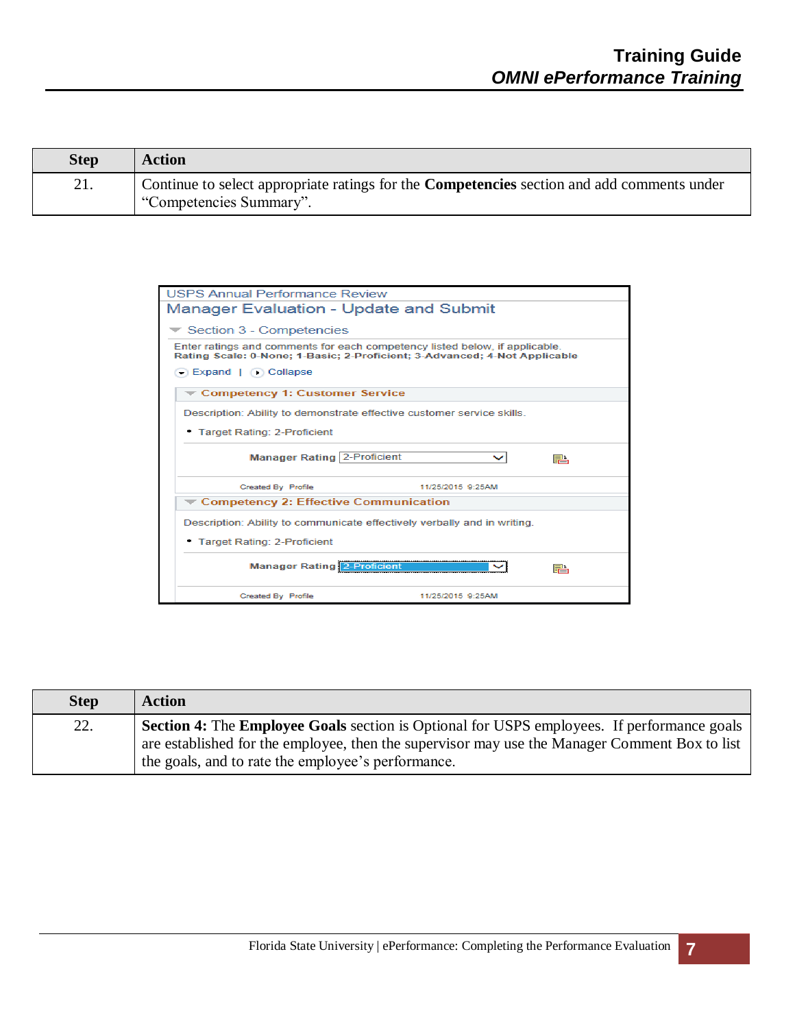| Step | Action |
|---|---|
| 21. | Continue to select appropriate ratings for the **Competencies** section and add comments under "Competencies Summary". |

USPS Annual Performance Review

Manager Evaluation - Update and Submit

Section 3 - Competencies

Enter ratings and comments for each competency listed below, if applicable.
**Rating Scale: 0-None; 1-Basic; 2-Proficient; 3-Advanced; 4-Not Applicable**

Expand | Collapse

**Competency 1: Customer Service**

Description: Ability to demonstrate effective customer service skills.

- Target Rating: 2-Proficient

**Manager Rating** 2-Proficient

Created By Profile 11/25/2015 9:25AM

**Competency 2: Effective Communication**

Description: Ability to communicate effectively verbally and in writing.

- Target Rating: 2-Proficient

**Manager Rating** 2-Proficient

Created By Profile 11/25/2015 9:25AM

| Step | Action |
|---|---|
| 22. | **Section 4:** The **Employee Goals** section is Optional for USPS employees. If performance goals are established for the employee, then the supervisor may use the Manager Comment Box to list the goals, and to rate the employee's performance. |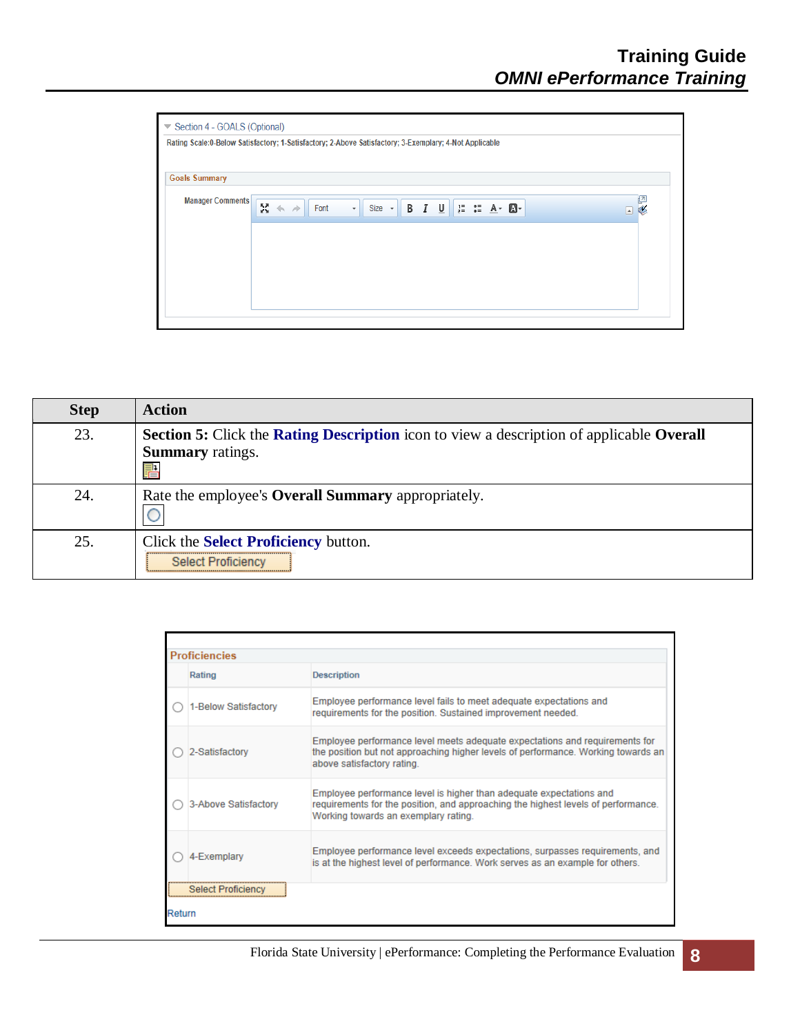Section 4 - GOALS (Optional)

Rating Scale:0-Below Satisfactory; 1-Satisfactory; 2-Above Satisfactory; 3-Exemplary; 4-Not Applicable

Goals Summary

Manager Comments

| Step | Action |
|---|---|
| 23. | **Section 5:** Click the **Rating Description** icon to view a description of applicable **Overall Summary** ratings. |
| 24. | Rate the employee's **Overall Summary** appropriately. |
| 25. | Click the **Select Proficiency** button. Select Proficiency |

**Proficiencies**

| Rating | Description |
|---|---|
| 1-Below Satisfactory | Employee performance level fails to meet adequate expectations and requirements for the position. Sustained improvement needed. |
| 2-Satisfactory | Employee performance level meets adequate expectations and requirements for the position but not approaching higher levels of performance. Working towards an above satisfactory rating. |
| 3-Above Satisfactory | Employee performance level is higher than adequate expectations and requirements for the position, and approaching the highest levels of performance. Working towards an exemplary rating. |
| 4-Exemplary | Employee performance level exceeds expectations, surpasses requirements, and is at the highest level of performance. Work serves as an example for others. |

Select Proficiency

Return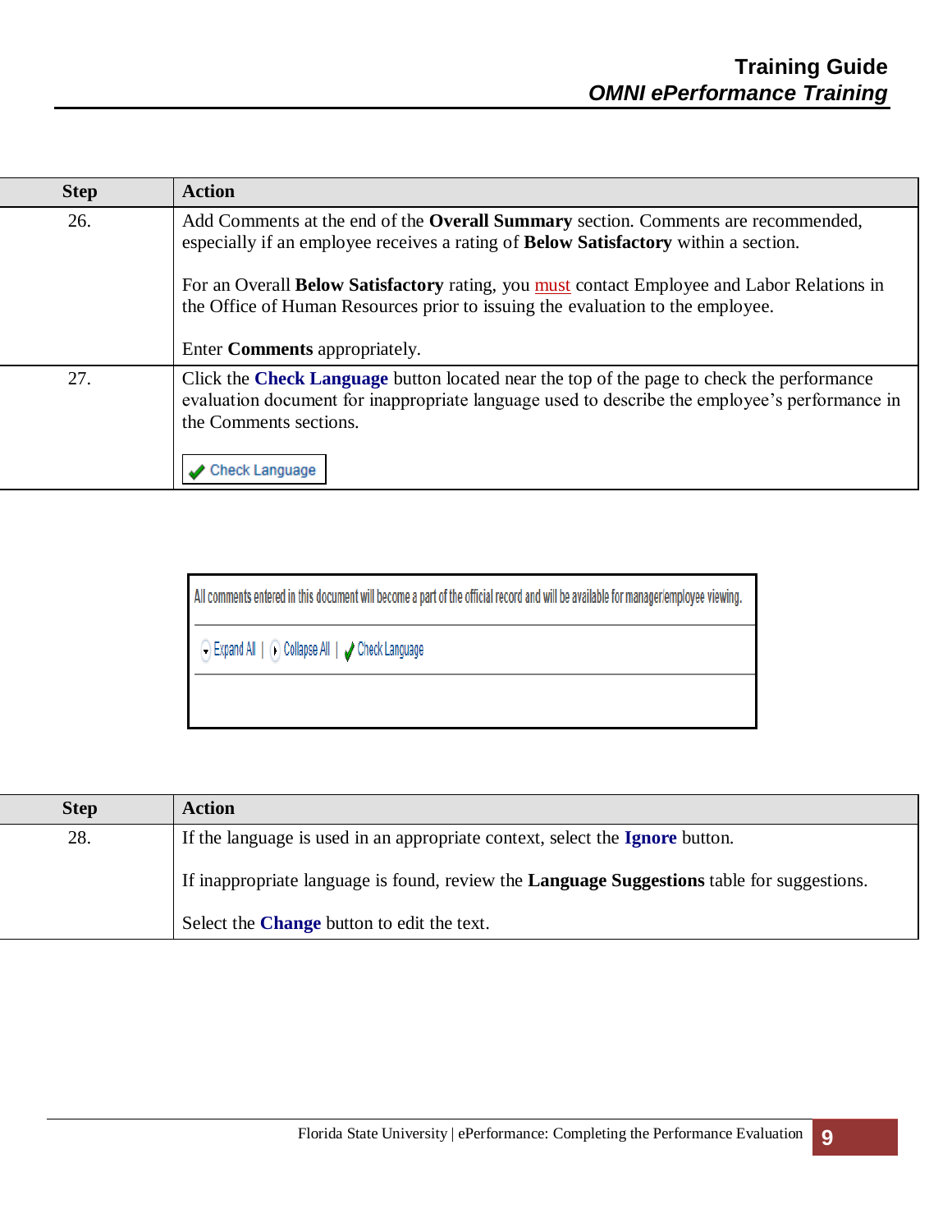| Step | Action |
|---|---|
| 26. | Add Comments at the end of the **Overall Summary** section. Comments are recommended, especially if an employee receives a rating of **Below Satisfactory** within a section.<br><br>For an Overall **Below Satisfactory** rating, you must contact Employee and Labor Relations in the Office of Human Resources prior to issuing the evaluation to the employee.<br><br>Enter **Comments** appropriately. |
| 27. | Click the **Check Language** button located near the top of the page to check the performance evaluation document for inappropriate language used to describe the employee's performance in the Comments sections.<br><br>Check Language |

All comments entered in this document will become a part of the official record and will be available for manager/employee viewing.

Expand All | Collapse All | Check Language

| Step | Action |
|---|---|
| 28. | If the language is used in an appropriate context, select the **Ignore** button.<br><br>If inappropriate language is found, review the **Language Suggestions** table for suggestions.<br><br>Select the **Change** button to edit the text. |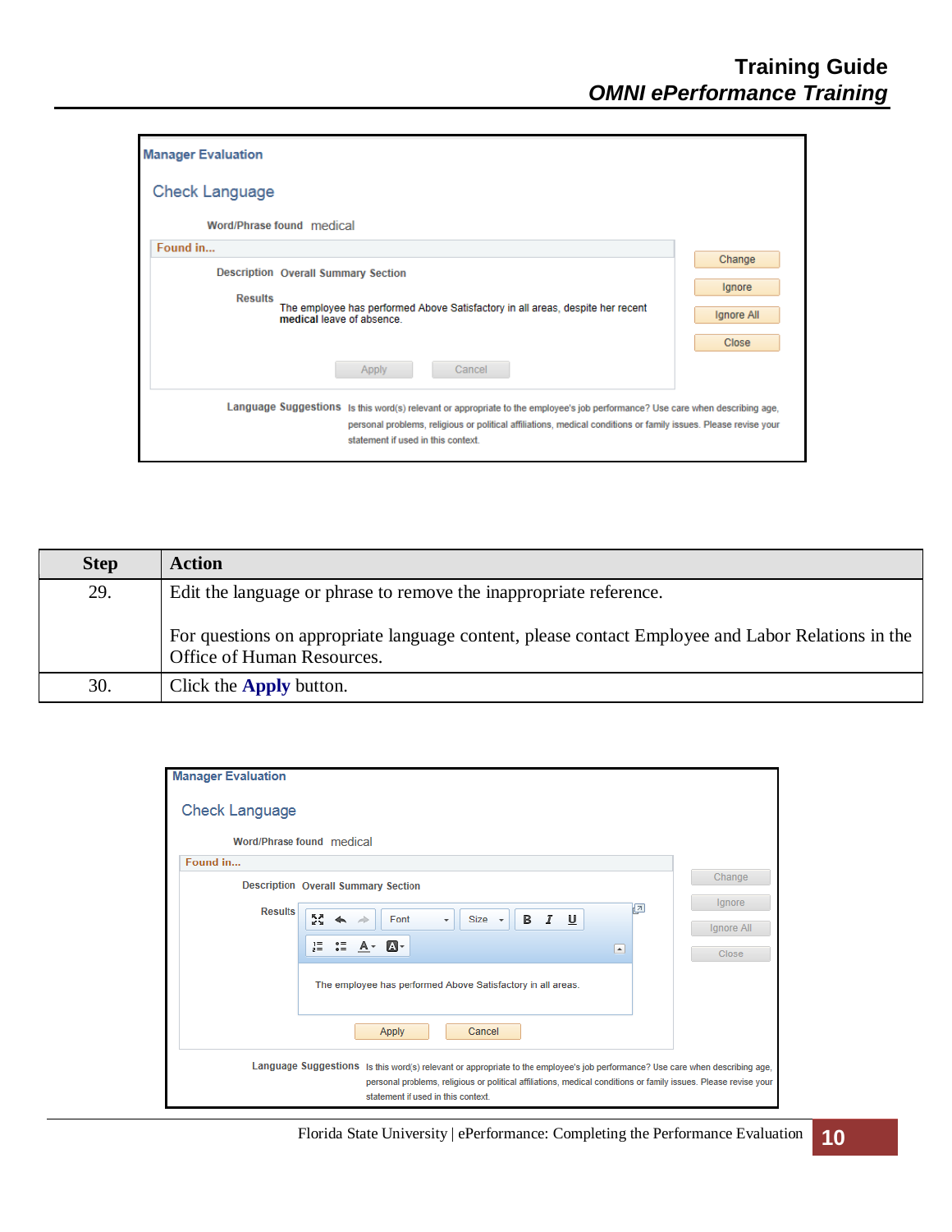Manager Evaluation

Check Language

Word/Phrase found medical

Found in...

Description Overall Summary Section

Results The employee has performed Above Satisfactory in all areas, despite her recent **medical** leave of absence.

Apply Cancel

Change Ignore Ignore All Close

Language Suggestions Is this word(s) relevant or appropriate to the employee's job performance? Use care when describing age, personal problems, religious or political affiliations, medical conditions or family issues. Please revise your statement if used in this context.

| Step | Action |
| --- | --- |
| 29. | Edit the language or phrase to remove the inappropriate reference.<br><br>For questions on appropriate language content, please contact Employee and Labor Relations in the Office of Human Resources. |
| 30. | Click the **Apply** button. |

Manager Evaluation

Check Language

Word/Phrase found medical

Found in...

Description Overall Summary Section

Results

The employee has performed Above Satisfactory in all areas.

Apply Cancel

Change Ignore Ignore All Close

Language Suggestions Is this word(s) relevant or appropriate to the employee's job performance? Use care when describing age, personal problems, religious or political affiliations, medical conditions or family issues. Please revise your statement if used in this context.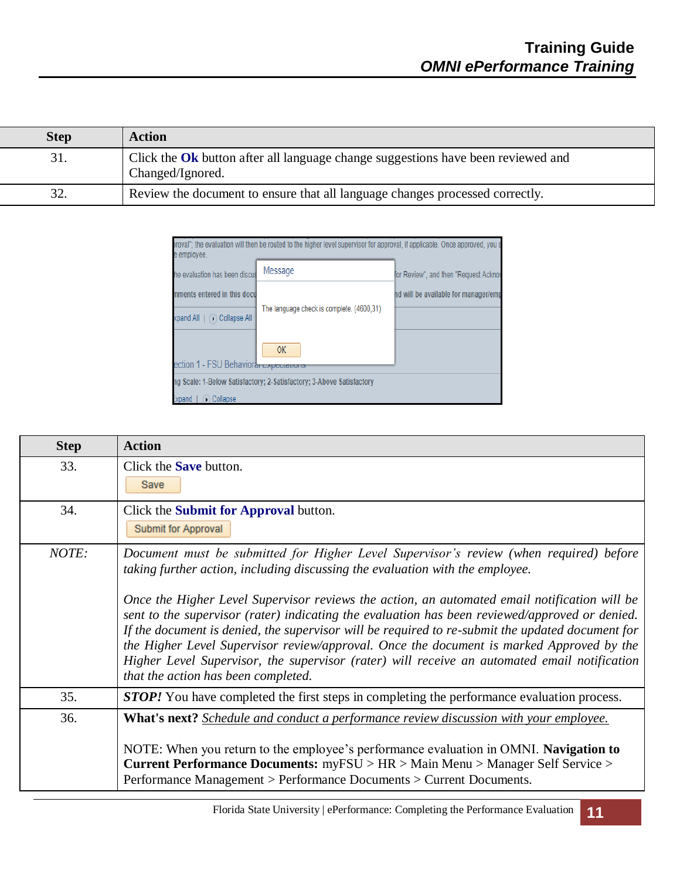| Step | Action |
|---|---|
| 31. | Click the **Ok** button after all language change suggestions have been reviewed and Changed/Ignored. |
| 32. | Review the document to ensure that all language changes processed correctly. |

| Step | Action |
|---|---|
| 33. | Click the **Save** button. |
| 34. | Click the **Submit for Approval** button. |
| *NOTE:* | *Document must be submitted for Higher Level Supervisor's review (when required) before taking further action, including discussing the evaluation with the employee.*<br><br>*Once the Higher Level Supervisor reviews the action, an automated email notification will be sent to the supervisor (rater) indicating the evaluation has been reviewed/approved or denied. If the document is denied, the supervisor will be required to re-submit the updated document for the Higher Level Supervisor review/approval. Once the document is marked Approved by the Higher Level Supervisor, the supervisor (rater) will receive an automated email notification that the action has been completed.* |
| 35. | ***STOP!*** You have completed the first steps in completing the performance evaluation process. |
| 36. | **What's next?** *Schedule and conduct a performance review discussion with your employee.*<br><br>NOTE: When you return to the employee's performance evaluation in OMNI. **Navigation to Current Performance Documents:** myFSU > HR > Main Menu > Manager Self Service > Performance Management > Performance Documents > Current Documents. |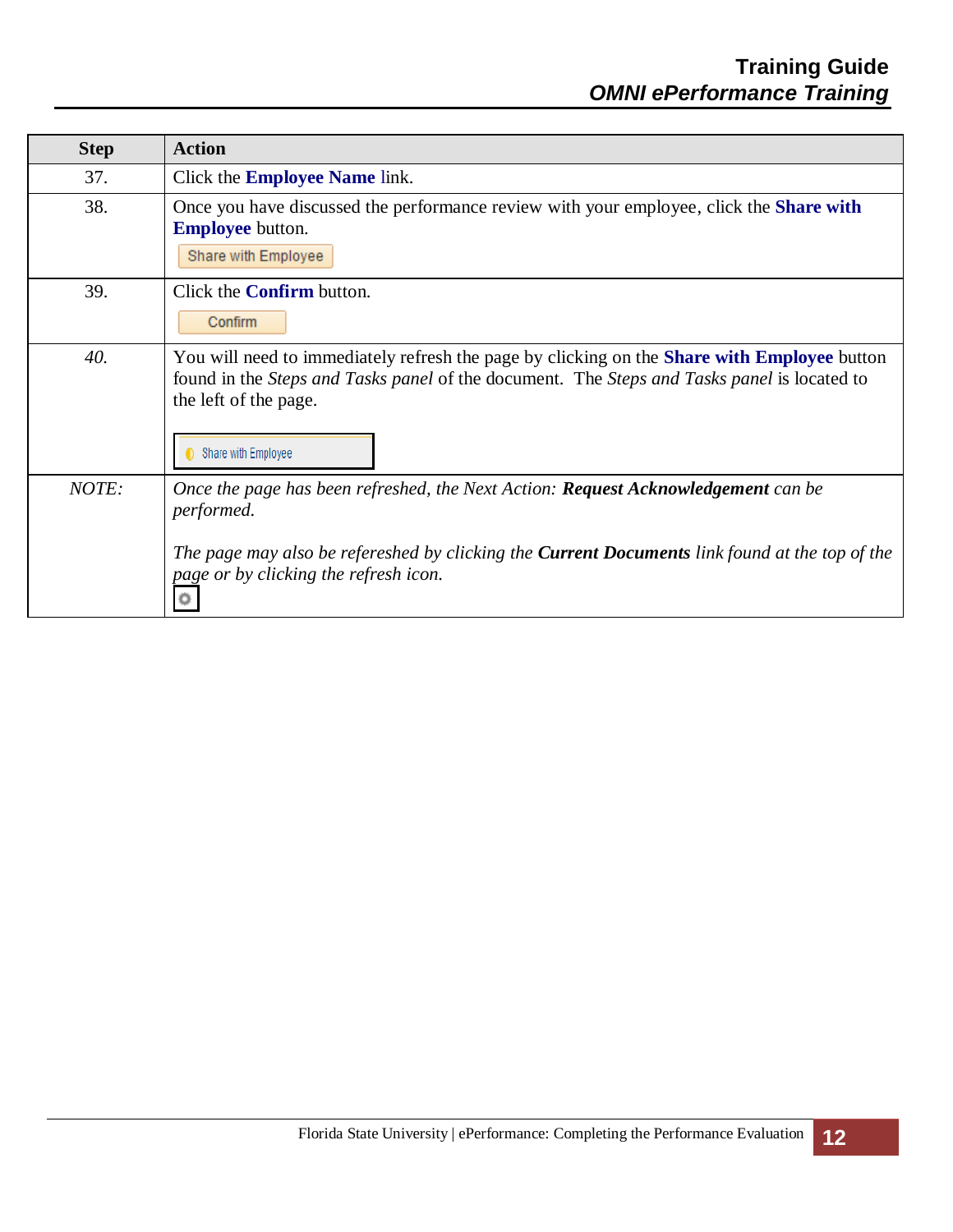| Step | Action |
|---|---|
| 37. | Click the **Employee Name** link. |
| 38. | Once you have discussed the performance review with your employee, click the **Share with Employee** button. Share with Employee |
| 39. | Click the **Confirm** button. Confirm |
| *40.* | You will need to immediately refresh the page by clicking on the **Share with Employee** button found in the *Steps and Tasks panel* of the document. The *Steps and Tasks panel* is located to the left of the page. Share with Employee |
| *NOTE:* | *Once the page has been refreshed, the Next Action:* ***Request Acknowledgement*** *can be performed.* *The page may also be refereshed by clicking the* ***Current Documents*** *link found at the top of the page or by clicking the refresh icon.* |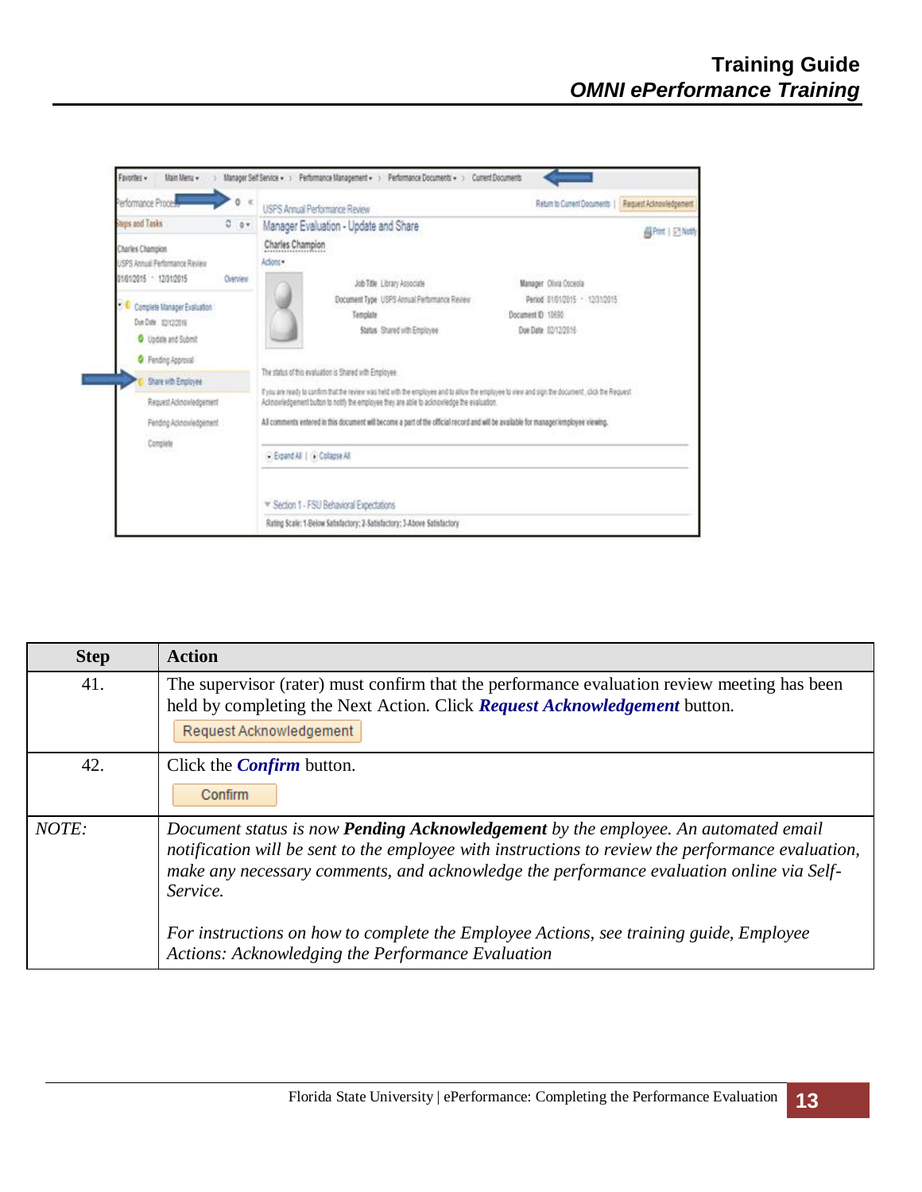| Step | Action |
| --- | --- |
| 41. | The supervisor (rater) must confirm that the performance evaluation review meeting has been held by completing the Next Action. Click ***Request Acknowledgement*** button. Request Acknowledgement |
| 42. | Click the ***Confirm*** button. Confirm |
| *NOTE:* | *Document status is now **Pending Acknowledgement** by the employee. An automated email notification will be sent to the employee with instructions to review the performance evaluation, make any necessary comments, and acknowledge the performance evaluation online via Self-Service.* <br><br> *For instructions on how to complete the Employee Actions, see training guide, Employee Actions: Acknowledging the Performance Evaluation* |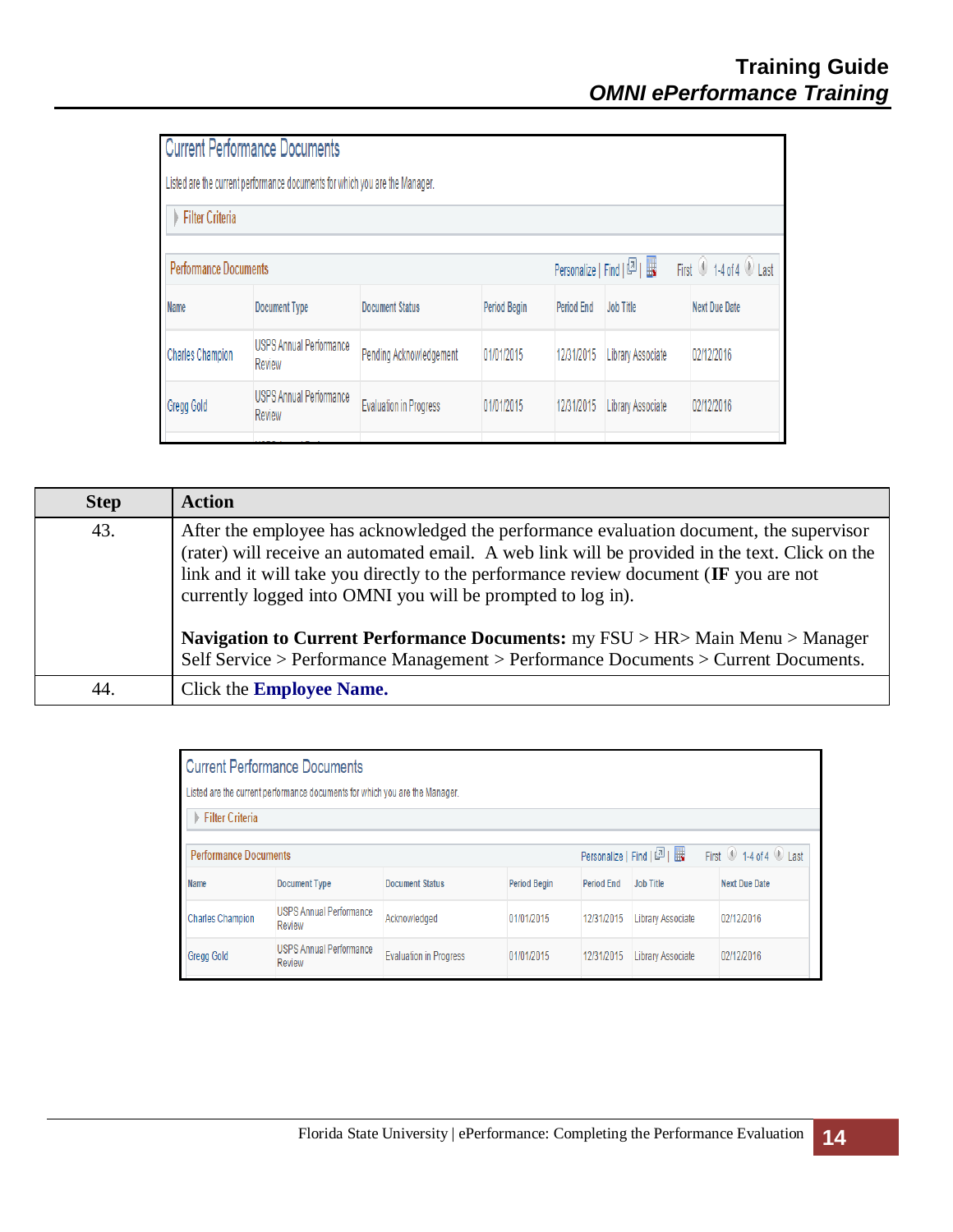Current Performance Documents

Listed are the current performance documents for which you are the Manager.

Filter Criteria

Performance Documents

| Name | Document Type | Document Status | Period Begin | Period End | Job Title | Next Due Date |
| --- | --- | --- | --- | --- | --- | --- |
| Charles Champion | USPS Annual Performance Review | Pending Acknowledgement | 01/01/2015 | 12/31/2015 | Library Associate | 02/12/2016 |
| Gregg Gold | USPS Annual Performance Review | Evaluation in Progress | 01/01/2015 | 12/31/2015 | Library Associate | 02/12/2016 |

| Step | Action |
| --- | --- |
| 43. | After the employee has acknowledged the performance evaluation document, the supervisor (rater) will receive an automated email. A web link will be provided in the text. Click on the link and it will take you directly to the performance review document (**IF** you are not currently logged into OMNI you will be prompted to log in).<br><br>**Navigation to Current Performance Documents:** my FSU > HR> Main Menu > Manager Self Service > Performance Management > Performance Documents > Current Documents. |
| 44. | Click the **Employee Name.** |

Current Performance Documents

Listed are the current performance documents for which you are the Manager.

Filter Criteria

Performance Documents

| Name | Document Type | Document Status | Period Begin | Period End | Job Title | Next Due Date |
| --- | --- | --- | --- | --- | --- | --- |
| Charles Champion | USPS Annual Performance Review | Acknowledged | 01/01/2015 | 12/31/2015 | Library Associate | 02/12/2016 |
| Gregg Gold | USPS Annual Performance Review | Evaluation in Progress | 01/01/2015 | 12/31/2015 | Library Associate | 02/12/2016 |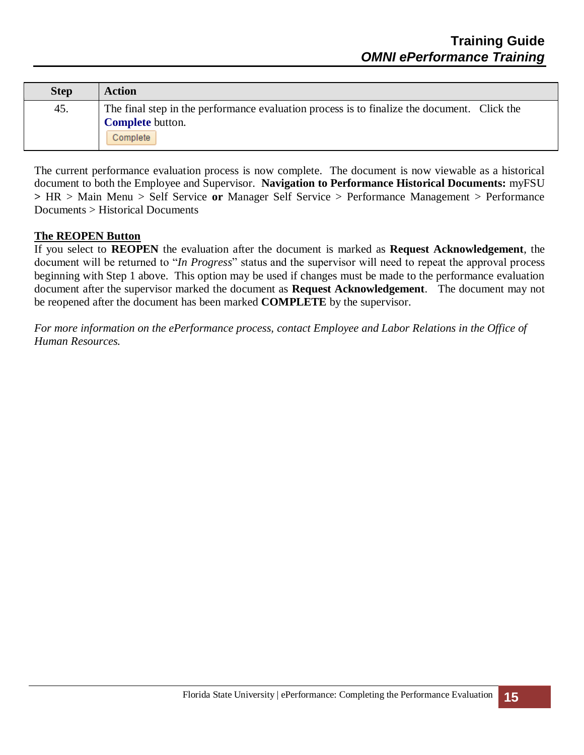| Step | Action |
|---|---|
| 45. | The final step in the performance evaluation process is to finalize the document. Click the **Complete** button. Complete |

The current performance evaluation process is now complete. The document is now viewable as a historical document to both the Employee and Supervisor. **Navigation to Performance Historical Documents:** myFSU **>** HR > Main Menu > Self Service **or** Manager Self Service > Performance Management > Performance Documents > Historical Documents

## The REOPEN Button

If you select to **REOPEN** the evaluation after the document is marked as **Request Acknowledgement**, the document will be returned to "*In Progress*" status and the supervisor will need to repeat the approval process beginning with Step 1 above. This option may be used if changes must be made to the performance evaluation document after the supervisor marked the document as **Request Acknowledgement**. The document may not be reopened after the document has been marked **COMPLETE** by the supervisor.

*For more information on the ePerformance process, contact Employee and Labor Relations in the Office of Human Resources.*